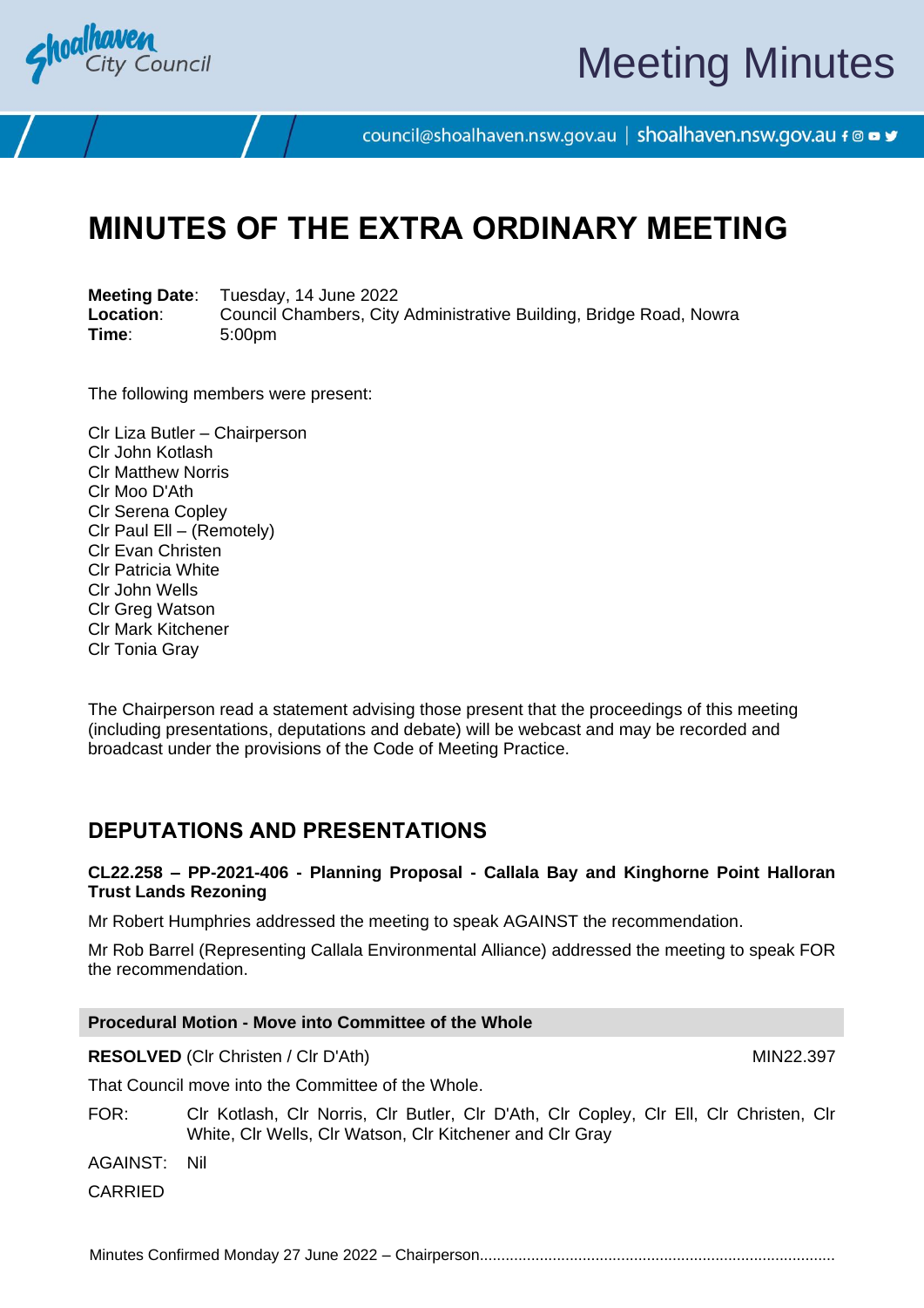# MINUTES OF THE EXTRA ORDINARY MEETING

**Meeting Date**: Tuesday, 14 June 2022
**Location**: Council Chambers, City Administrative Building, Bridge Road, Nowra
**Time**: 5:00pm

The following members were present:

Clr Liza Butler – Chairperson
Clr John Kotlash
Clr Matthew Norris
Clr Moo D'Ath
Clr Serena Copley
Clr Paul Ell – (Remotely)
Clr Evan Christen
Clr Patricia White
Clr John Wells
Clr Greg Watson
Clr Mark Kitchener
Clr Tonia Gray

The Chairperson read a statement advising those present that the proceedings of this meeting (including presentations, deputations and debate) will be webcast and may be recorded and broadcast under the provisions of the Code of Meeting Practice.

## DEPUTATIONS AND PRESENTATIONS

**CL22.258 – PP-2021-406 - Planning Proposal - Callala Bay and Kinghorne Point Halloran Trust Lands Rezoning**

Mr Robert Humphries addressed the meeting to speak AGAINST the recommendation.

Mr Rob Barrel (Representing Callala Environmental Alliance) addressed the meeting to speak FOR the recommendation.

**Procedural Motion - Move into Committee of the Whole**

**RESOLVED** (Clr Christen / Clr D'Ath) MIN22.397

That Council move into the Committee of the Whole.

FOR: Clr Kotlash, Clr Norris, Clr Butler, Clr D'Ath, Clr Copley, Clr Ell, Clr Christen, Clr White, Clr Wells, Clr Watson, Clr Kitchener and Clr Gray

AGAINST: Nil

CARRIED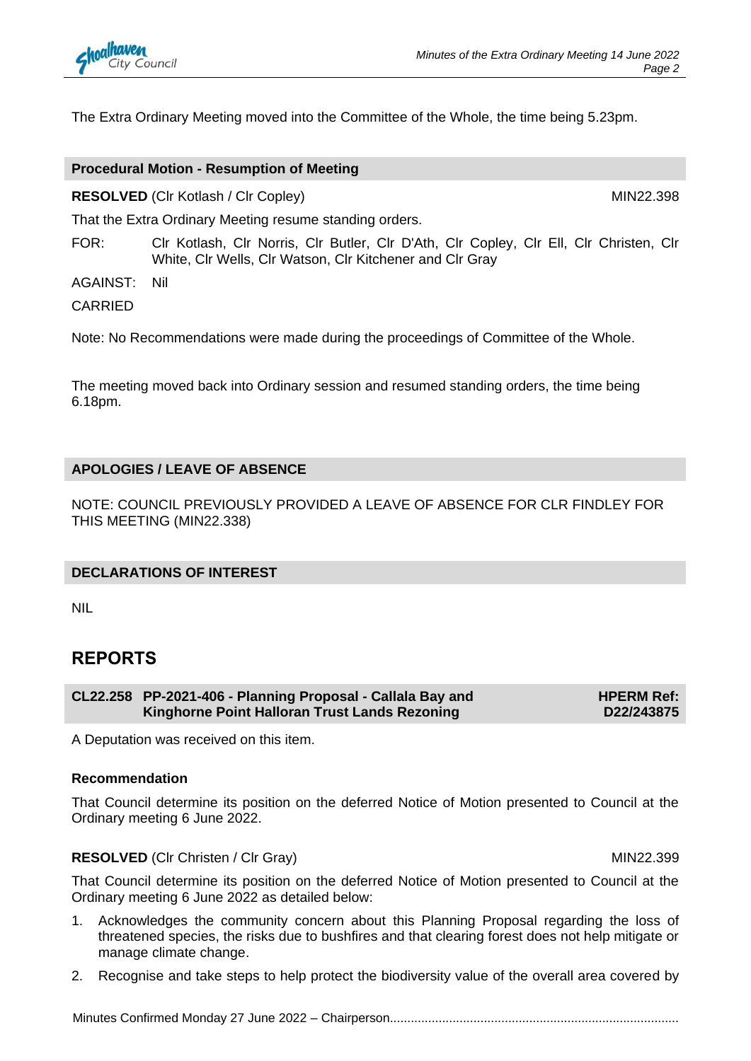The Extra Ordinary Meeting moved into the Committee of the Whole, the time being 5.23pm.

**Procedural Motion - Resumption of Meeting**

**RESOLVED** (Clr Kotlash / Clr Copley) MIN22.398

That the Extra Ordinary Meeting resume standing orders.

FOR: Clr Kotlash, Clr Norris, Clr Butler, Clr D'Ath, Clr Copley, Clr Ell, Clr Christen, Clr White, Clr Wells, Clr Watson, Clr Kitchener and Clr Gray

AGAINST: Nil

CARRIED

Note: No Recommendations were made during the proceedings of Committee of the Whole.

The meeting moved back into Ordinary session and resumed standing orders, the time being 6.18pm.

## APOLOGIES / LEAVE OF ABSENCE

NOTE: COUNCIL PREVIOUSLY PROVIDED A LEAVE OF ABSENCE FOR CLR FINDLEY FOR THIS MEETING (MIN22.338)

## DECLARATIONS OF INTEREST

NIL

# REPORTS

**CL22.258 PP-2021-406 - Planning Proposal - Callala Bay and Kinghorne Point Halloran Trust Lands Rezoning** **HPERM Ref: D22/243875**

A Deputation was received on this item.

**Recommendation**

That Council determine its position on the deferred Notice of Motion presented to Council at the Ordinary meeting 6 June 2022.

**RESOLVED** (Clr Christen / Clr Gray) MIN22.399

That Council determine its position on the deferred Notice of Motion presented to Council at the Ordinary meeting 6 June 2022 as detailed below:

1. Acknowledges the community concern about this Planning Proposal regarding the loss of threatened species, the risks due to bushfires and that clearing forest does not help mitigate or manage climate change.
2. Recognise and take steps to help protect the biodiversity value of the overall area covered by

Minutes Confirmed Monday 27 June 2022 – Chairperson..................................................................................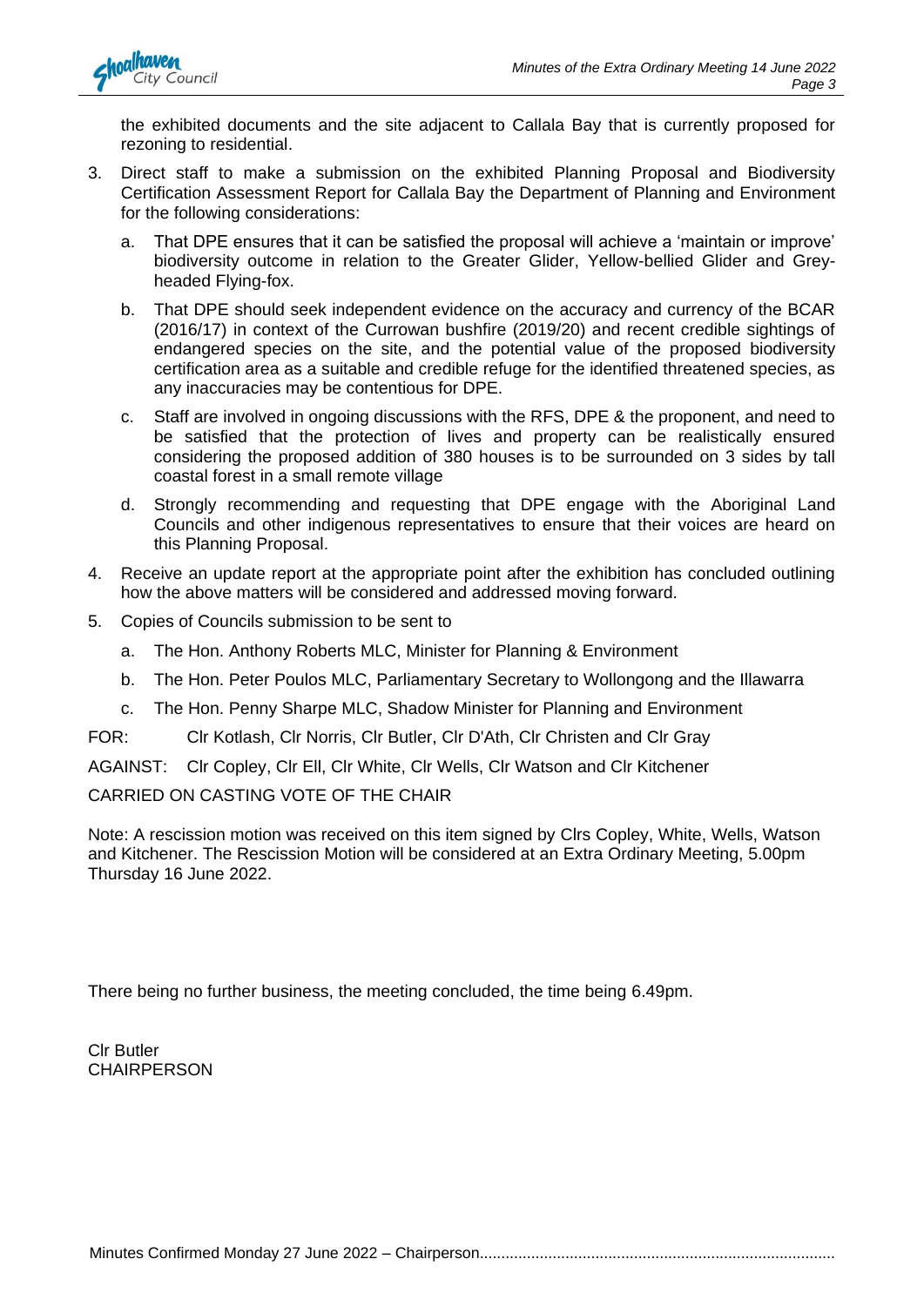the exhibited documents and the site adjacent to Callala Bay that is currently proposed for rezoning to residential.

3. Direct staff to make a submission on the exhibited Planning Proposal and Biodiversity Certification Assessment Report for Callala Bay the Department of Planning and Environment for the following considerations:

   a. That DPE ensures that it can be satisfied the proposal will achieve a 'maintain or improve' biodiversity outcome in relation to the Greater Glider, Yellow-bellied Glider and Grey-headed Flying-fox.

   b. That DPE should seek independent evidence on the accuracy and currency of the BCAR (2016/17) in context of the Currowan bushfire (2019/20) and recent credible sightings of endangered species on the site, and the potential value of the proposed biodiversity certification area as a suitable and credible refuge for the identified threatened species, as any inaccuracies may be contentious for DPE.

   c. Staff are involved in ongoing discussions with the RFS, DPE & the proponent, and need to be satisfied that the protection of lives and property can be realistically ensured considering the proposed addition of 380 houses is to be surrounded on 3 sides by tall coastal forest in a small remote village

   d. Strongly recommending and requesting that DPE engage with the Aboriginal Land Councils and other indigenous representatives to ensure that their voices are heard on this Planning Proposal.

4. Receive an update report at the appropriate point after the exhibition has concluded outlining how the above matters will be considered and addressed moving forward.

5. Copies of Councils submission to be sent to

   a. The Hon. Anthony Roberts MLC, Minister for Planning & Environment

   b. The Hon. Peter Poulos MLC, Parliamentary Secretary to Wollongong and the Illawarra

   c. The Hon. Penny Sharpe MLC, Shadow Minister for Planning and Environment

FOR: Clr Kotlash, Clr Norris, Clr Butler, Clr D'Ath, Clr Christen and Clr Gray

AGAINST: Clr Copley, Clr Ell, Clr White, Clr Wells, Clr Watson and Clr Kitchener

CARRIED ON CASTING VOTE OF THE CHAIR

Note: A rescission motion was received on this item signed by Clrs Copley, White, Wells, Watson and Kitchener. The Rescission Motion will be considered at an Extra Ordinary Meeting, 5.00pm Thursday 16 June 2022.

There being no further business, the meeting concluded, the time being 6.49pm.

Clr Butler
CHAIRPERSON

Minutes Confirmed Monday 27 June 2022 – Chairperson..................................................................................